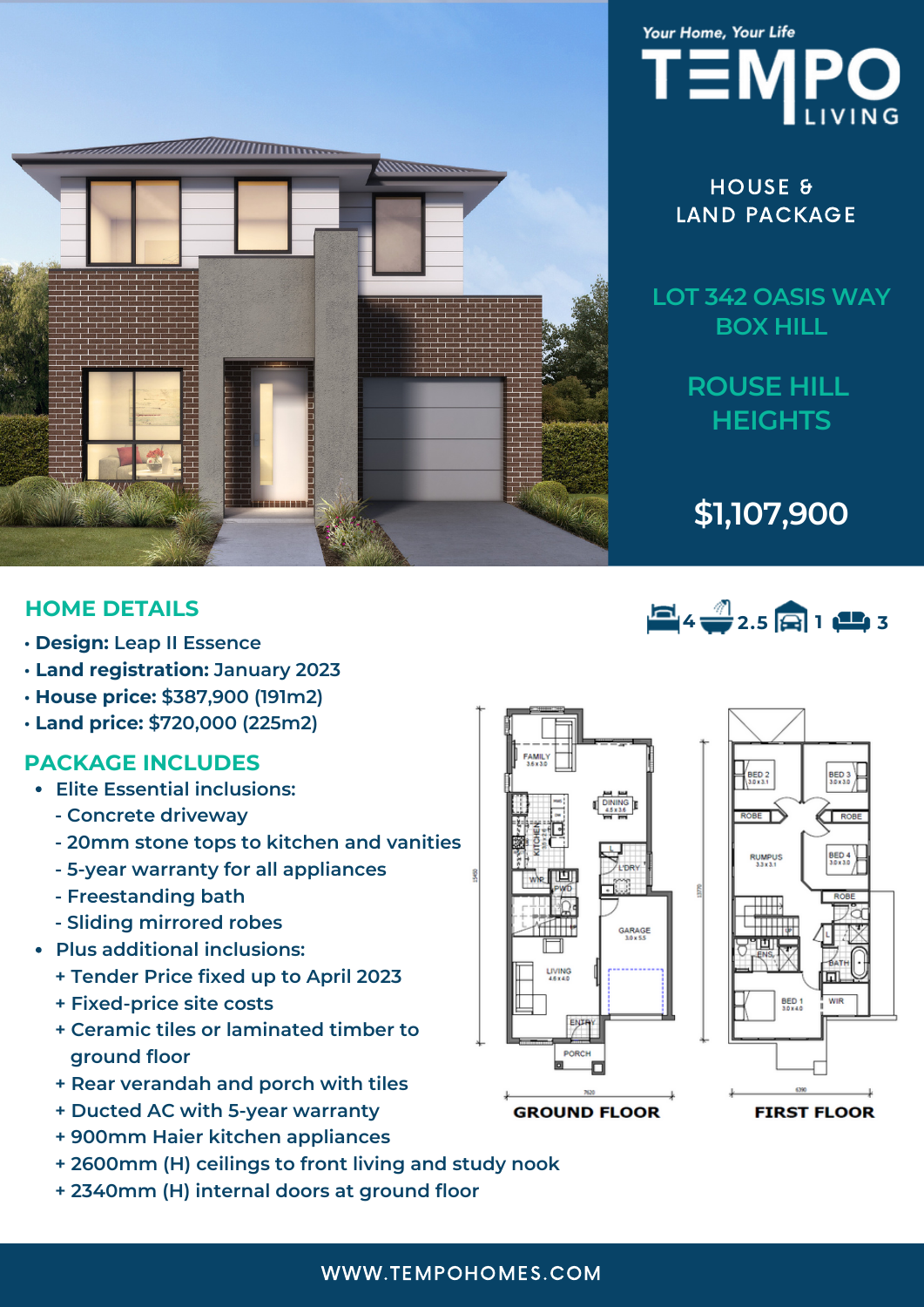*Your Home, Your Life*

TEMPO LIVING

HOUSE & LAND PACKAGE

## LOT 342 OASIS WAY BOX HILL

## ROUSE HILL HEIGHTS

## $1,107,900

## HOME DETAILS

4 | 2.5 | 1 | 3

- **Design:** Leap II Essence
- **Land registration:** January 2023
- **House price:** $387,900 (191m2)
- **Land price:** $720,000 (225m2)

## PACKAGE INCLUDES

- Elite Essential inclusions:
  - Concrete driveway
  - 20mm stone tops to kitchen and vanities
  - 5-year warranty for all appliances
  - Freestanding bath
  - Sliding mirrored robes
- Plus additional inclusions:
  - Tender Price fixed up to April 2023
  - Fixed-price site costs
  - Ceramic tiles or laminated timber to ground floor
  - Rear verandah and porch with tiles
  - Ducted AC with 5-year warranty
  - 900mm Haier kitchen appliances
  - 2600mm (H) ceilings to front living and study nook
  - 2340mm (H) internal doors at ground floor

GROUND FLOOR

FIRST FLOOR

WWW.TEMPOHOMES.COM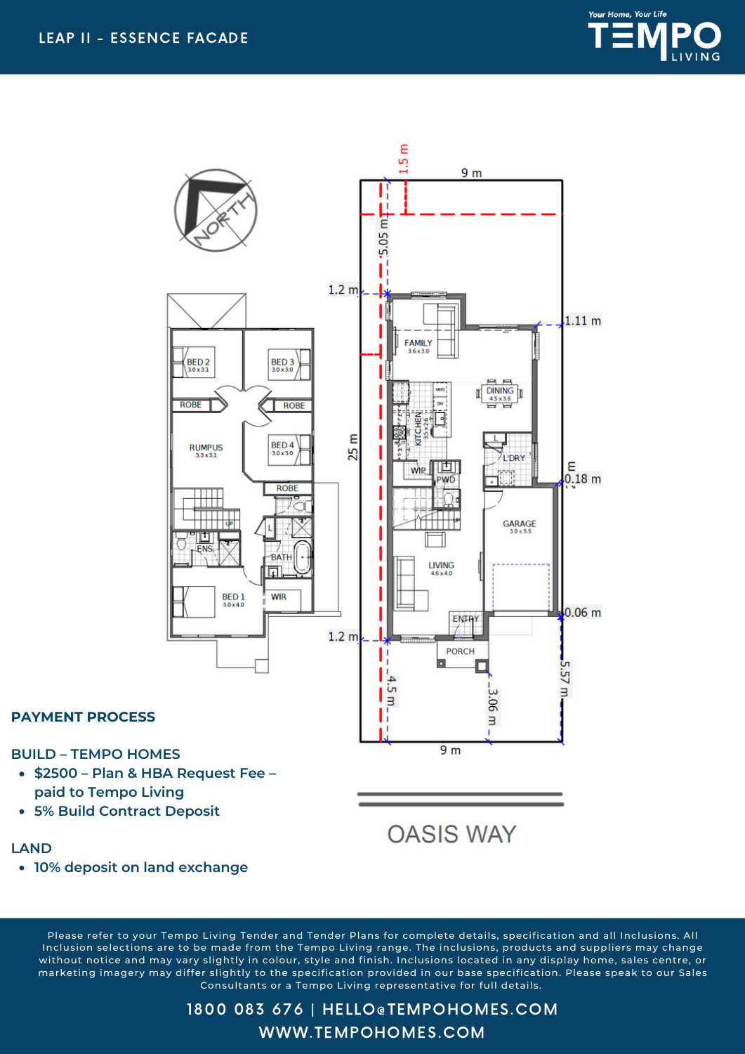# LEAP II - ESSENCE FACADE

NORTH

BED 2
3.0 x 3.1

BED 3
3.0 x 3.0

ROBE

ROBE

RUMPUS
3.3 x 3.1

BED 4
3.0 x 3.0

ROBE

UP

ENS

BATH

BED 1
3.0 x 4.0

WIR

9 m

1.5 m

5.05 m

1.2 m

1.11 m

FAMILY
3.6 x 3.0

DINING
4.5 x 3.6

KITCHEN
3.5 x 2.6

L'DRY

WIP

PWD

0.18 m

25 m

GARAGE
3.0 x 5.5

LIVING
4.6 x 4.0

ENTRY

0.06 m

1.2 m

PORCH

4.5 m

3.06 m

5.57 m

9 m

OASIS WAY

## PAYMENT PROCESS

### BUILD – TEMPO HOMES

- $2500 – Plan & HBA Request Fee – paid to Tempo Living
- 5% Build Contract Deposit

### LAND

- 10% deposit on land exchange

Please refer to your Tempo Living Tender and Tender Plans for complete details, specification and all Inclusions. All Inclusion selections are to be made from the Tempo Living range. The inclusions, products and suppliers may change without notice and may vary slightly in colour, style and finish. Inclusions located in any display home, sales centre, or marketing imagery may differ slightly to the specification provided in our base specification. Please speak to our Sales Consultants or a Tempo Living representative for full details.

1800 083 676 | HELLO@TEMPOHOMES.COM
WWW.TEMPOHOMES.COM